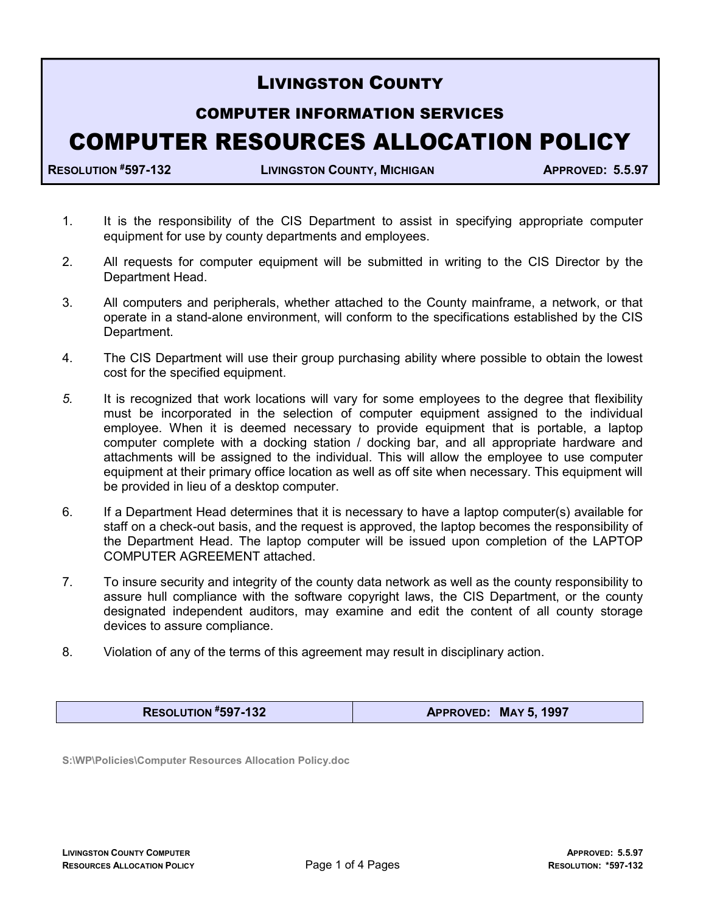# Livingston County

## COMPUTER INFORMATION SERVICES

# COMPUTER RESOURCES ALLOCATION POLICY

| **Resolution #597-132** | **Livingston County, Michigan** | **Approved: 5.5.97** |
| --- | --- | --- |

1. It is the responsibility of the CIS Department to assist in specifying appropriate computer equipment for use by county departments and employees.

2. All requests for computer equipment will be submitted in writing to the CIS Director by the Department Head.

3. All computers and peripherals, whether attached to the County mainframe, a network, or that operate in a stand-alone environment, will conform to the specifications established by the CIS Department.

4. The CIS Department will use their group purchasing ability where possible to obtain the lowest cost for the specified equipment.

5. It is recognized that work locations will vary for some employees to the degree that flexibility must be incorporated in the selection of computer equipment assigned to the individual employee. When it is deemed necessary to provide equipment that is portable, a laptop computer complete with a docking station / docking bar, and all appropriate hardware and attachments will be assigned to the individual. This will allow the employee to use computer equipment at their primary office location as well as off site when necessary. This equipment will be provided in lieu of a desktop computer.

6. If a Department Head determines that it is necessary to have a laptop computer(s) available for staff on a check-out basis, and the request is approved, the laptop becomes the responsibility of the Department Head. The laptop computer will be issued upon completion of the LAPTOP COMPUTER AGREEMENT attached.

7. To insure security and integrity of the county data network as well as the county responsibility to assure hull compliance with the software copyright laws, the CIS Department, or the county designated independent auditors, may examine and edit the content of all county storage devices to assure compliance.

8. Violation of any of the terms of this agreement may result in disciplinary action.

| **Resolution #597-132** | **Approved: May 5, 1997** |
| --- | --- |

S:\WP\Policies\Computer Resources Allocation Policy.doc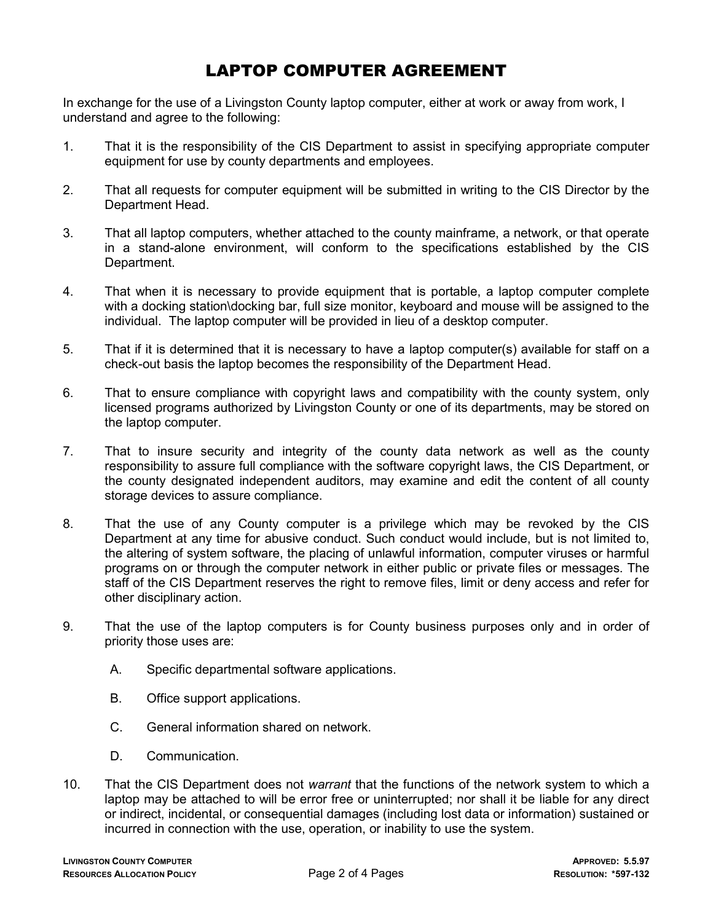# LAPTOP COMPUTER AGREEMENT

In exchange for the use of a Livingston County laptop computer, either at work or away from work, I understand and agree to the following:

1. That it is the responsibility of the CIS Department to assist in specifying appropriate computer equipment for use by county departments and employees.

2. That all requests for computer equipment will be submitted in writing to the CIS Director by the Department Head.

3. That all laptop computers, whether attached to the county mainframe, a network, or that operate in a stand-alone environment, will conform to the specifications established by the CIS Department.

4. That when it is necessary to provide equipment that is portable, a laptop computer complete with a docking station\docking bar, full size monitor, keyboard and mouse will be assigned to the individual. The laptop computer will be provided in lieu of a desktop computer.

5. That if it is determined that it is necessary to have a laptop computer(s) available for staff on a check-out basis the laptop becomes the responsibility of the Department Head.

6. That to ensure compliance with copyright laws and compatibility with the county system, only licensed programs authorized by Livingston County or one of its departments, may be stored on the laptop computer.

7. That to insure security and integrity of the county data network as well as the county responsibility to assure full compliance with the software copyright laws, the CIS Department, or the county designated independent auditors, may examine and edit the content of all county storage devices to assure compliance.

8. That the use of any County computer is a privilege which may be revoked by the CIS Department at any time for abusive conduct. Such conduct would include, but is not limited to, the altering of system software, the placing of unlawful information, computer viruses or harmful programs on or through the computer network in either public or private files or messages. The staff of the CIS Department reserves the right to remove files, limit or deny access and refer for other disciplinary action.

9. That the use of the laptop computers is for County business purposes only and in order of priority those uses are:

   A. Specific departmental software applications.

   B. Office support applications.

   C. General information shared on network.

   D. Communication.

10. That the CIS Department does not *warrant* that the functions of the network system to which a laptop may be attached to will be error free or uninterrupted; nor shall it be liable for any direct or indirect, incidental, or consequential damages (including lost data or information) sustained or incurred in connection with the use, operation, or inability to use the system.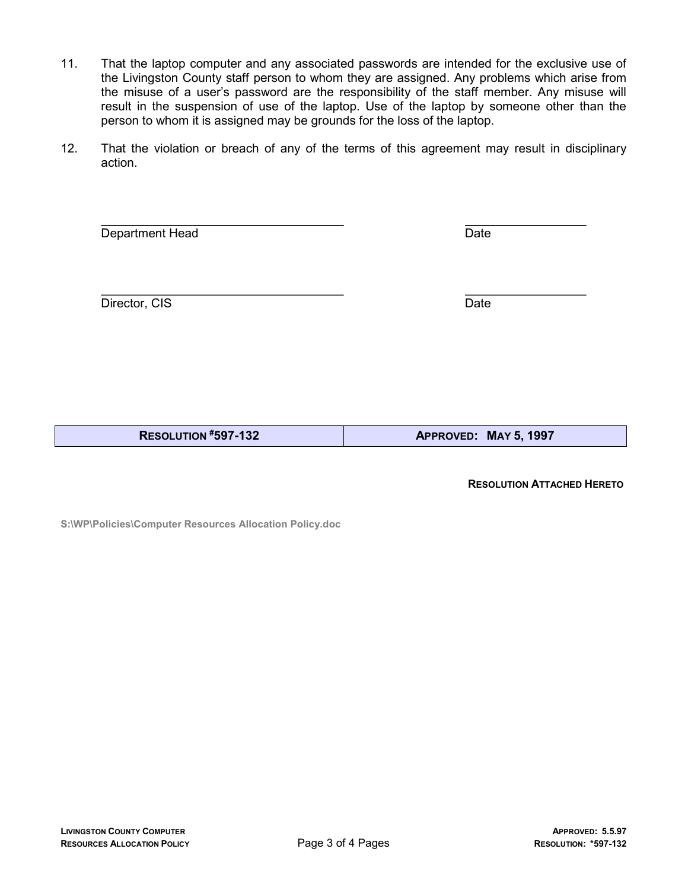11. That the laptop computer and any associated passwords are intended for the exclusive use of the Livingston County staff person to whom they are assigned. Any problems which arise from the misuse of a user's password are the responsibility of the staff member. Any misuse will result in the suspension of use of the laptop. Use of the laptop by someone other than the person to whom it is assigned may be grounds for the loss of the laptop.

12. That the violation or breach of any of the terms of this agreement may result in disciplinary action.

\_\_\_\_\_\_\_\_\_\_\_\_\_\_\_\_\_\_\_\_\_\_\_\_\_\_\_\_\_\_\_\_\_\_\_\_ \_\_\_\_\_\_\_\_\_\_\_\_\_\_\_\_\_\_
Department Head Date

\_\_\_\_\_\_\_\_\_\_\_\_\_\_\_\_\_\_\_\_\_\_\_\_\_\_\_\_\_\_\_\_\_\_\_\_ \_\_\_\_\_\_\_\_\_\_\_\_\_\_\_\_\_\_
Director, CIS Date

| **RESOLUTION #597-132** | **APPROVED: MAY 5, 1997** |
|---|---|

**RESOLUTION ATTACHED HERETO**

S:\WP\Policies\Computer Resources Allocation Policy.doc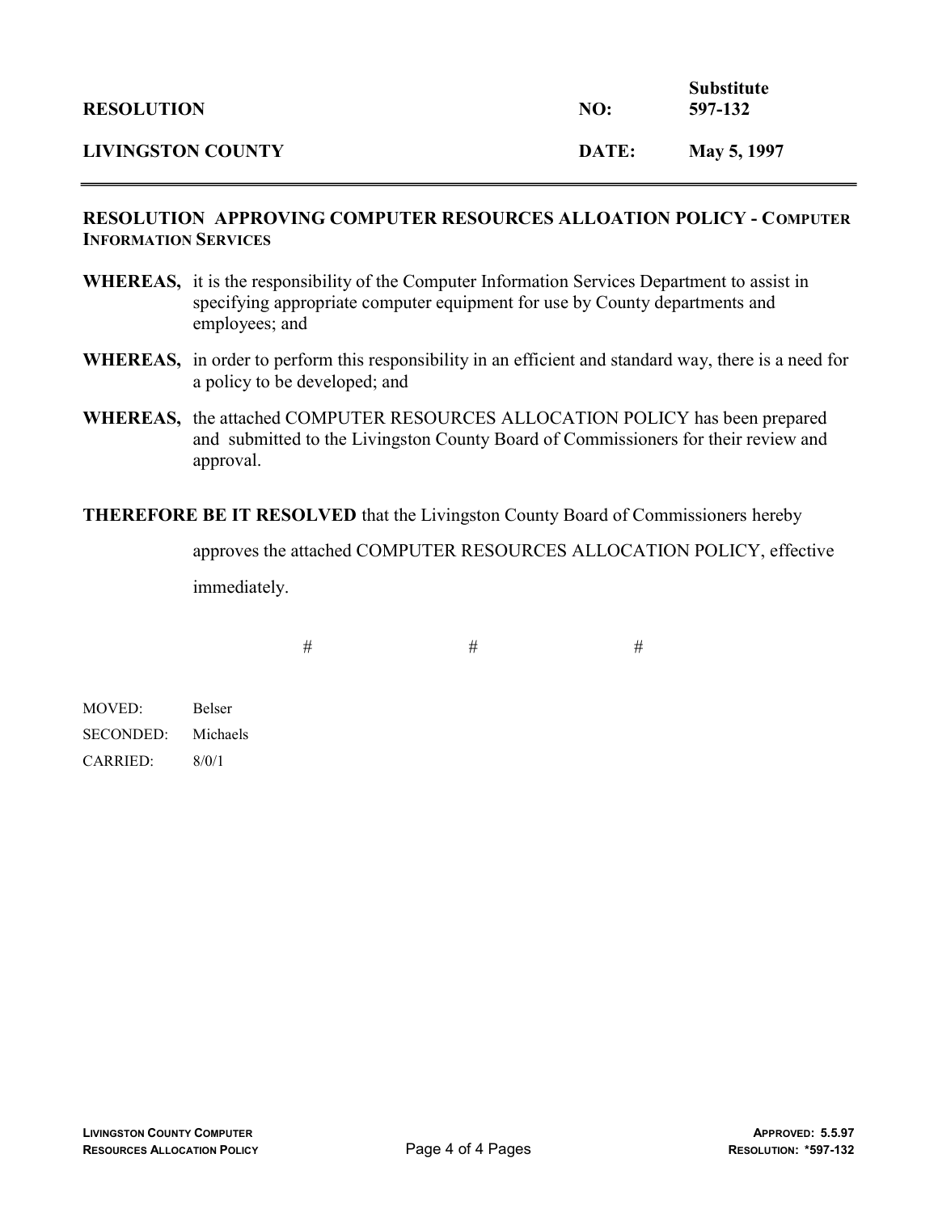| | | | |
|---|---|---|---|
| **RESOLUTION** | | **NO:** | **Substitute 597-132** |
| **LIVINGSTON COUNTY** | | **DATE:** | **May 5, 1997** |

**RESOLUTION APPROVING COMPUTER RESOURCES ALLOATION POLICY - COMPUTER INFORMATION SERVICES**

**WHEREAS,** it is the responsibility of the Computer Information Services Department to assist in specifying appropriate computer equipment for use by County departments and employees; and

**WHEREAS,** in order to perform this responsibility in an efficient and standard way, there is a need for a policy to be developed; and

**WHEREAS,** the attached COMPUTER RESOURCES ALLOCATION POLICY has been prepared and submitted to the Livingston County Board of Commissioners for their review and approval.

**THEREFORE BE IT RESOLVED** that the Livingston County Board of Commissioners hereby approves the attached COMPUTER RESOURCES ALLOCATION POLICY, effective immediately.

# # #

MOVED: Belser

SECONDED: Michaels

CARRIED: 8/0/1